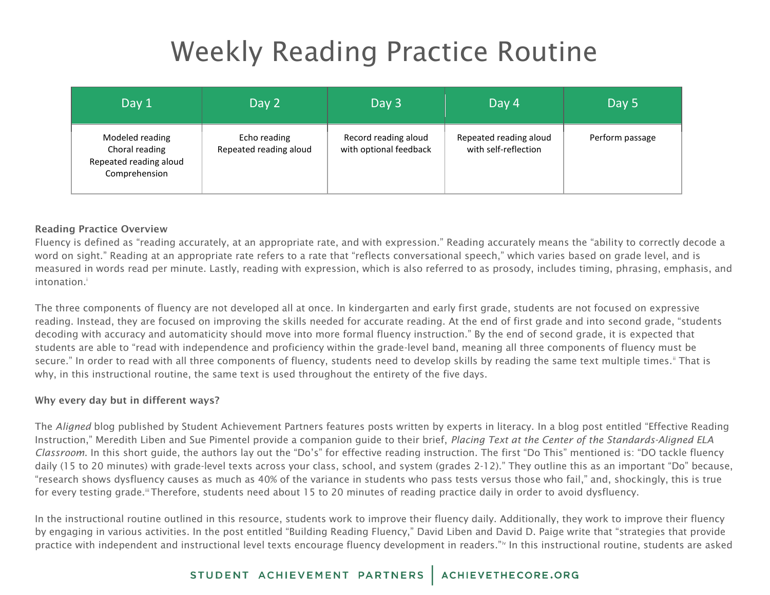# Weekly Reading Practice Routine

| Day 1 | Day 2 | Day 3 | Day 4 | Day 5 |
|---|---|---|---|---|
| Modeled reading<br>Choral reading<br>Repeated reading aloud<br>Comprehension | Echo reading<br>Repeated reading aloud | Record reading aloud with optional feedback | Repeated reading aloud with self-reflection | Perform passage |

**Reading Practice Overview**

Fluency is defined as "reading accurately, at an appropriate rate, and with expression." Reading accurately means the "ability to correctly decode a word on sight." Reading at an appropriate rate refers to a rate that "reflects conversational speech," which varies based on grade level, and is measured in words read per minute. Lastly, reading with expression, which is also referred to as prosody, includes timing, phrasing, emphasis, and intonation.[i]

The three components of fluency are not developed all at once. In kindergarten and early first grade, students are not focused on expressive reading. Instead, they are focused on improving the skills needed for accurate reading. At the end of first grade and into second grade, "students decoding with accuracy and automaticity should move into more formal fluency instruction." By the end of second grade, it is expected that students are able to "read with independence and proficiency within the grade-level band, meaning all three components of fluency must be secure." In order to read with all three components of fluency, students need to develop skills by reading the same text multiple times.[ii] That is why, in this instructional routine, the same text is used throughout the entirety of the five days.

**Why every day but in different ways?**

The *Aligned* blog published by Student Achievement Partners features posts written by experts in literacy. In a blog post entitled "Effective Reading Instruction," Meredith Liben and Sue Pimentel provide a companion guide to their brief, *Placing Text at the Center of the Standards-Aligned ELA Classroom*. In this short guide, the authors lay out the "Do's" for effective reading instruction. The first "Do This" mentioned is: "DO tackle fluency daily (15 to 20 minutes) with grade-level texts across your class, school, and system (grades 2-12)." They outline this as an important "Do" because, "research shows dysfluency causes as much as 40% of the variance in students who pass tests versus those who fail," and, shockingly, this is true for every testing grade.[iii] Therefore, students need about 15 to 20 minutes of reading practice daily in order to avoid dysfluency.

In the instructional routine outlined in this resource, students work to improve their fluency daily. Additionally, they work to improve their fluency by engaging in various activities. In the post entitled "Building Reading Fluency," David Liben and David D. Paige write that "strategies that provide practice with independent and instructional level texts encourage fluency development in readers."[iv] In this instructional routine, students are asked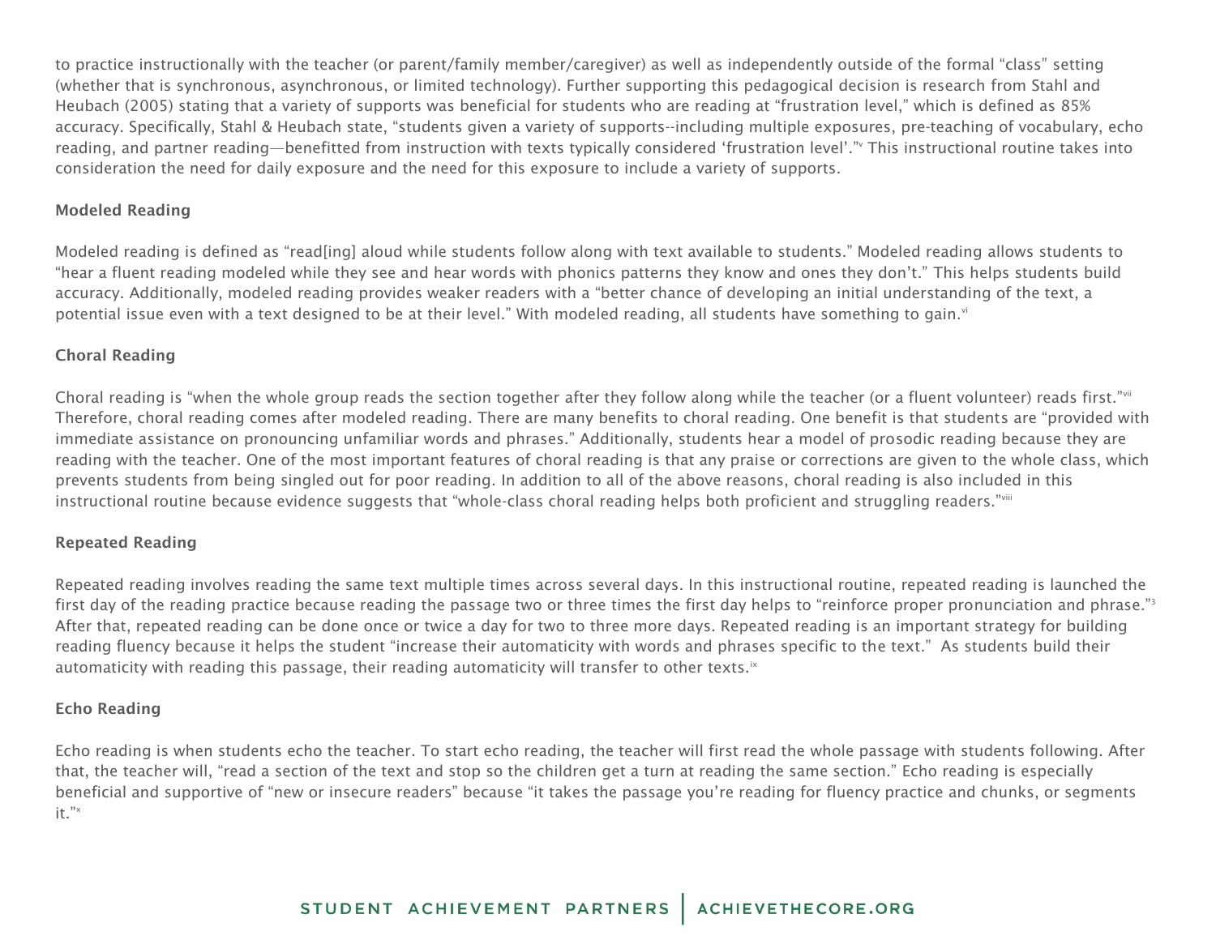to practice instructionally with the teacher (or parent/family member/caregiver) as well as independently outside of the formal "class" setting (whether that is synchronous, asynchronous, or limited technology). Further supporting this pedagogical decision is research from Stahl and Heubach (2005) stating that a variety of supports was beneficial for students who are reading at "frustration level," which is defined as 85% accuracy. Specifically, Stahl & Heubach state, "students given a variety of supports--including multiple exposures, pre-teaching of vocabulary, echo reading, and partner reading—benefitted from instruction with texts typically considered 'frustration level'."[v] This instructional routine takes into consideration the need for daily exposure and the need for this exposure to include a variety of supports.

### Modeled Reading

Modeled reading is defined as "read[ing] aloud while students follow along with text available to students." Modeled reading allows students to "hear a fluent reading modeled while they see and hear words with phonics patterns they know and ones they don't." This helps students build accuracy. Additionally, modeled reading provides weaker readers with a "better chance of developing an initial understanding of the text, a potential issue even with a text designed to be at their level." With modeled reading, all students have something to gain.[vi]

### Choral Reading

Choral reading is "when the whole group reads the section together after they follow along while the teacher (or a fluent volunteer) reads first."[vii] Therefore, choral reading comes after modeled reading. There are many benefits to choral reading. One benefit is that students are "provided with immediate assistance on pronouncing unfamiliar words and phrases." Additionally, students hear a model of prosodic reading because they are reading with the teacher. One of the most important features of choral reading is that any praise or corrections are given to the whole class, which prevents students from being singled out for poor reading. In addition to all of the above reasons, choral reading is also included in this instructional routine because evidence suggests that "whole-class choral reading helps both proficient and struggling readers."[viii]

### Repeated Reading

Repeated reading involves reading the same text multiple times across several days. In this instructional routine, repeated reading is launched the first day of the reading practice because reading the passage two or three times the first day helps to "reinforce proper pronunciation and phrase."[3] After that, repeated reading can be done once or twice a day for two to three more days. Repeated reading is an important strategy for building reading fluency because it helps the student "increase their automaticity with words and phrases specific to the text." As students build their automaticity with reading this passage, their reading automaticity will transfer to other texts.[ix]

### Echo Reading

Echo reading is when students echo the teacher. To start echo reading, the teacher will first read the whole passage with students following. After that, the teacher will, "read a section of the text and stop so the children get a turn at reading the same section." Echo reading is especially beneficial and supportive of "new or insecure readers" because "it takes the passage you're reading for fluency practice and chunks, or segments it."[x]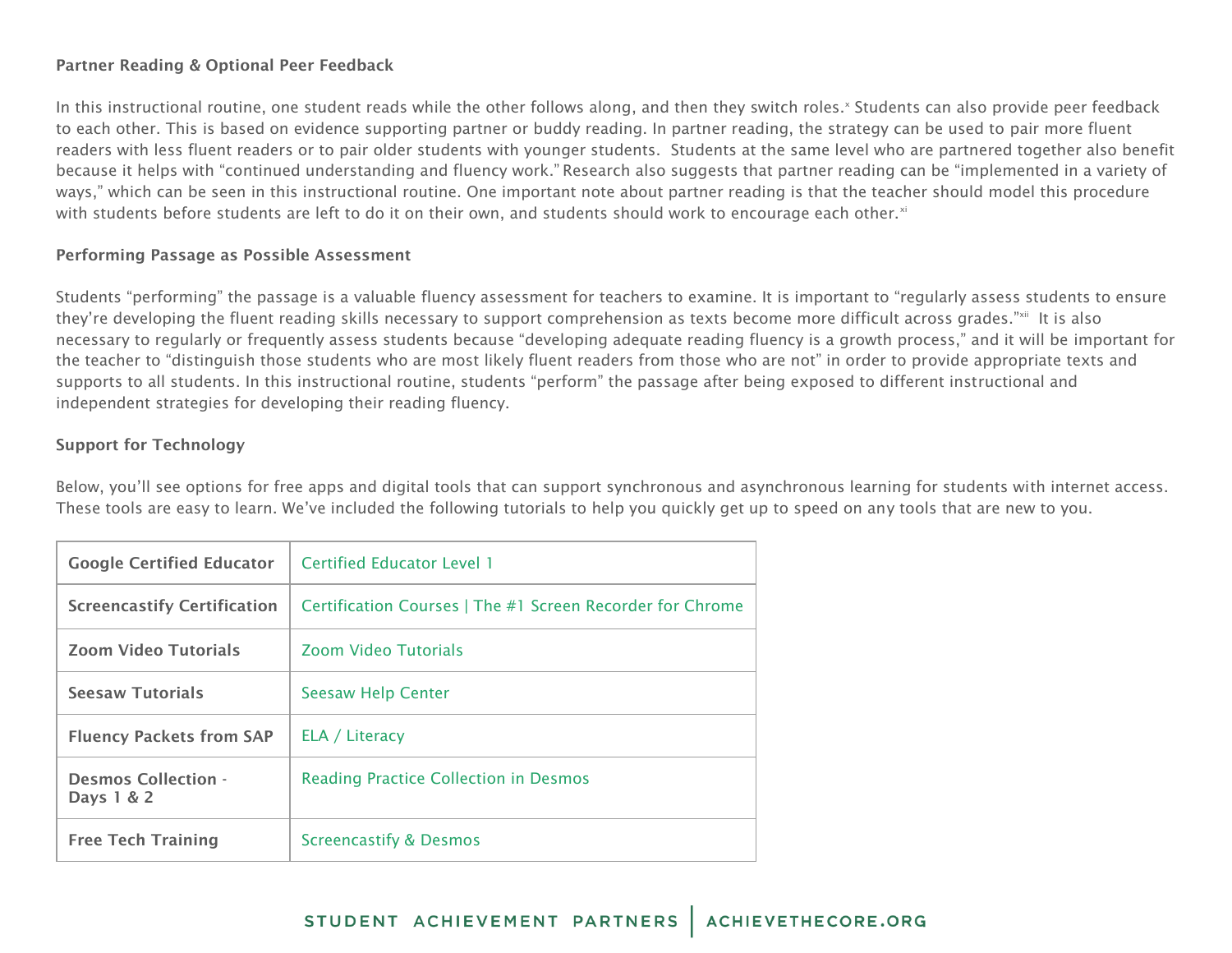**Partner Reading & Optional Peer Feedback**

In this instructional routine, one student reads while the other follows along, and then they switch roles.[x] Students can also provide peer feedback to each other. This is based on evidence supporting partner or buddy reading. In partner reading, the strategy can be used to pair more fluent readers with less fluent readers or to pair older students with younger students. Students at the same level who are partnered together also benefit because it helps with "continued understanding and fluency work." Research also suggests that partner reading can be "implemented in a variety of ways," which can be seen in this instructional routine. One important note about partner reading is that the teacher should model this procedure with students before students are left to do it on their own, and students should work to encourage each other.[xi]

**Performing Passage as Possible Assessment**

Students "performing" the passage is a valuable fluency assessment for teachers to examine. It is important to "regularly assess students to ensure they're developing the fluent reading skills necessary to support comprehension as texts become more difficult across grades."[xii] It is also necessary to regularly or frequently assess students because "developing adequate reading fluency is a growth process," and it will be important for the teacher to "distinguish those students who are most likely fluent readers from those who are not" in order to provide appropriate texts and supports to all students. In this instructional routine, students "perform" the passage after being exposed to different instructional and independent strategies for developing their reading fluency.

**Support for Technology**

Below, you'll see options for free apps and digital tools that can support synchronous and asynchronous learning for students with internet access. These tools are easy to learn. We've included the following tutorials to help you quickly get up to speed on any tools that are new to you.

| | |
|---|---|
| **Google Certified Educator** | Certified Educator Level 1 |
| **Screencastify Certification** | Certification Courses \| The #1 Screen Recorder for Chrome |
| **Zoom Video Tutorials** | Zoom Video Tutorials |
| **Seesaw Tutorials** | Seesaw Help Center |
| **Fluency Packets from SAP** | ELA / Literacy |
| **Desmos Collection - Days 1 & 2** | Reading Practice Collection in Desmos |
| **Free Tech Training** | Screencastify & Desmos |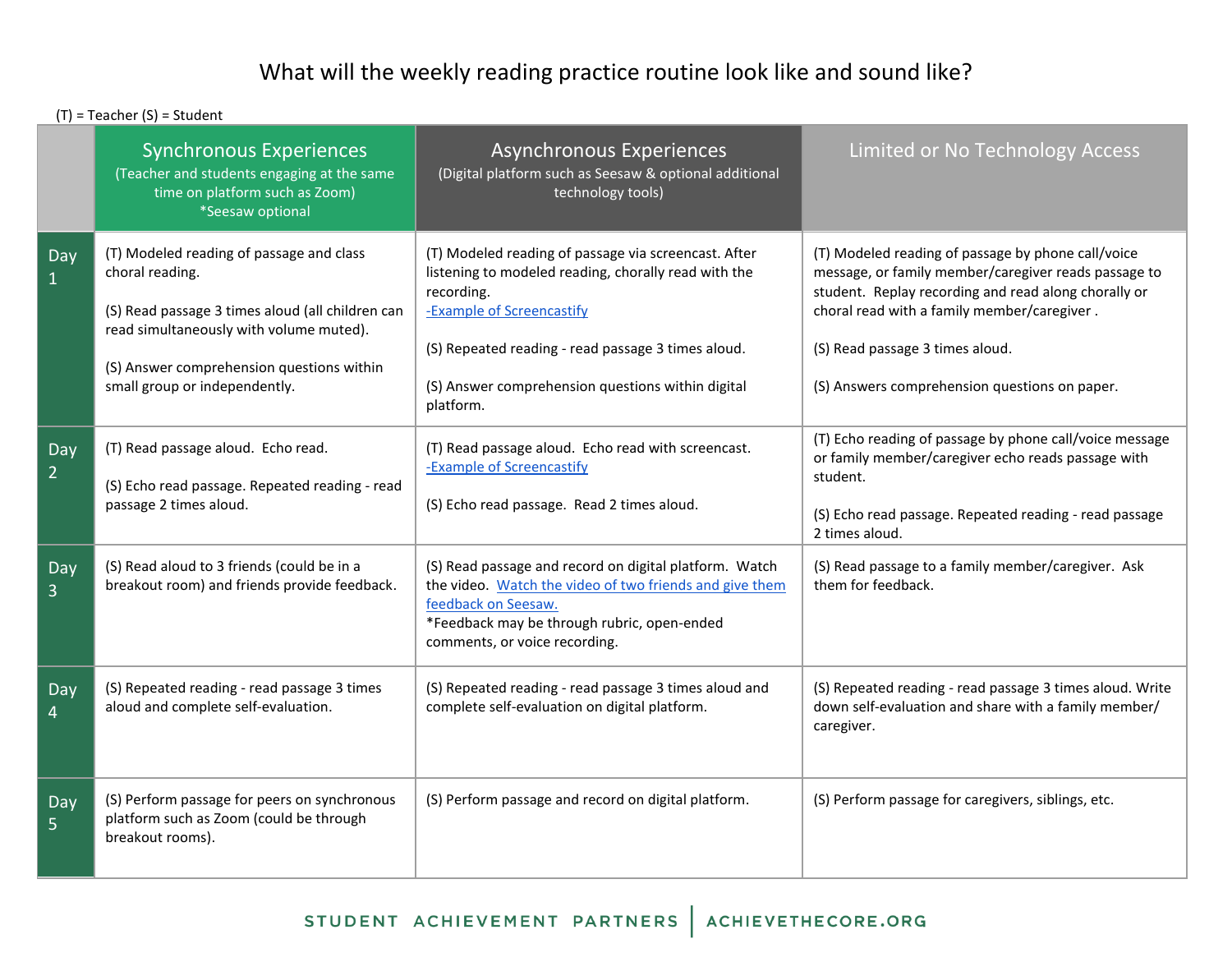# What will the weekly reading practice routine look like and sound like?

(T) = Teacher (S) = Student

| | Synchronous Experiences (Teacher and students engaging at the same time on platform such as Zoom) *Seesaw optional | Asynchronous Experiences (Digital platform such as Seesaw & optional additional technology tools) | Limited or No Technology Access |
|---|---|---|---|
| Day 1 | (T) Modeled reading of passage and class choral reading.<br><br>(S) Read passage 3 times aloud (all children can read simultaneously with volume muted).<br><br>(S) Answer comprehension questions within small group or independently. | (T) Modeled reading of passage via screencast. After listening to modeled reading, chorally read with the recording.<br>-Example of Screencastify<br><br>(S) Repeated reading - read passage 3 times aloud.<br><br>(S) Answer comprehension questions within digital platform. | (T) Modeled reading of passage by phone call/voice message, or family member/caregiver reads passage to student. Replay recording and read along chorally or choral read with a family member/caregiver .<br><br>(S) Read passage 3 times aloud.<br><br>(S) Answers comprehension questions on paper. |
| Day 2 | (T) Read passage aloud. Echo read.<br><br>(S) Echo read passage. Repeated reading - read passage 2 times aloud. | (T) Read passage aloud. Echo read with screencast.<br>-Example of Screencastify<br><br>(S) Echo read passage. Read 2 times aloud. | (T) Echo reading of passage by phone call/voice message or family member/caregiver echo reads passage with student.<br><br>(S) Echo read passage. Repeated reading - read passage 2 times aloud. |
| Day 3 | (S) Read aloud to 3 friends (could be in a breakout room) and friends provide feedback. | (S) Read passage and record on digital platform. Watch the video. Watch the video of two friends and give them feedback on Seesaw.<br>*Feedback may be through rubric, open-ended comments, or voice recording. | (S) Read passage to a family member/caregiver. Ask them for feedback. |
| Day 4 | (S) Repeated reading - read passage 3 times aloud and complete self-evaluation. | (S) Repeated reading - read passage 3 times aloud and complete self-evaluation on digital platform. | (S) Repeated reading - read passage 3 times aloud. Write down self-evaluation and share with a family member/ caregiver. |
| Day 5 | (S) Perform passage for peers on synchronous platform such as Zoom (could be through breakout rooms). | (S) Perform passage and record on digital platform. | (S) Perform passage for caregivers, siblings, etc. |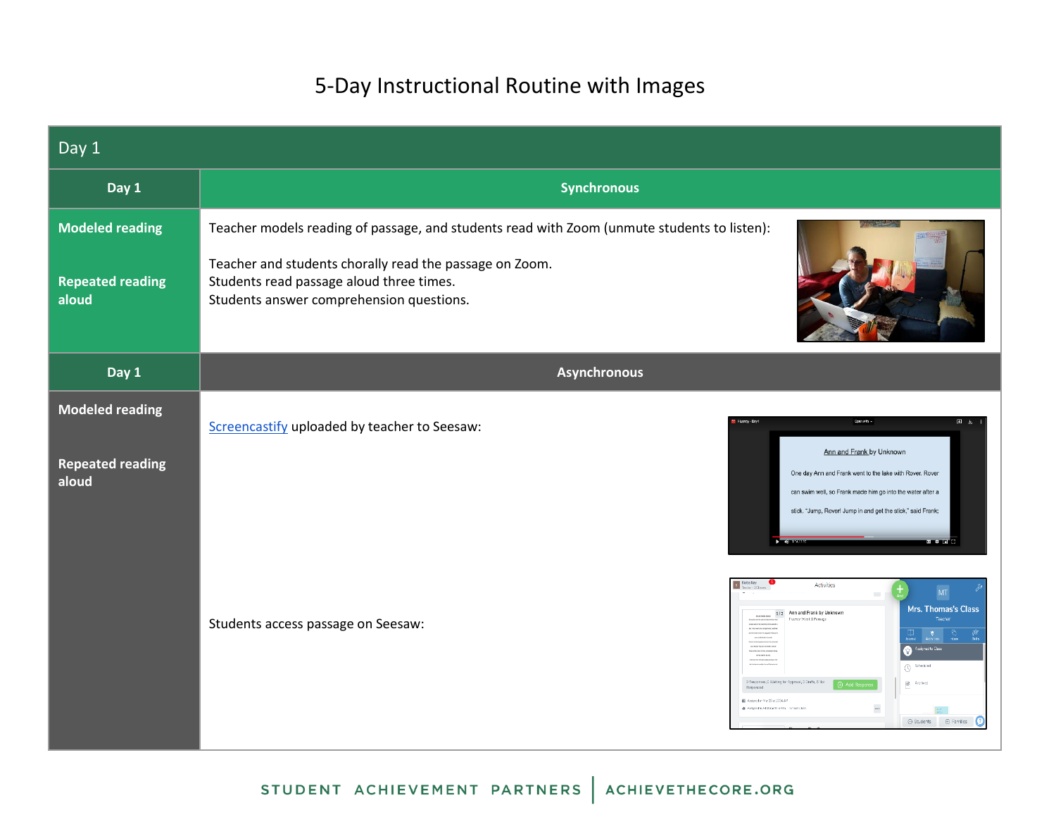# 5-Day Instructional Routine with Images

| Day 1 | |
|---|---|
| **Day 1** | **Synchronous** |
| **Modeled reading**<br><br>**Repeated reading aloud** | Teacher models reading of passage, and students read with Zoom (unmute students to listen):<br><br>Teacher and students chorally read the passage on Zoom.<br>Students read passage aloud three times.<br>Students answer comprehension questions. |
| **Day 1** | **Asynchronous** |
| **Modeled reading**<br><br>**Repeated reading aloud** | Screencastify uploaded by teacher to Seesaw:<br><br>Students access passage on Seesaw: |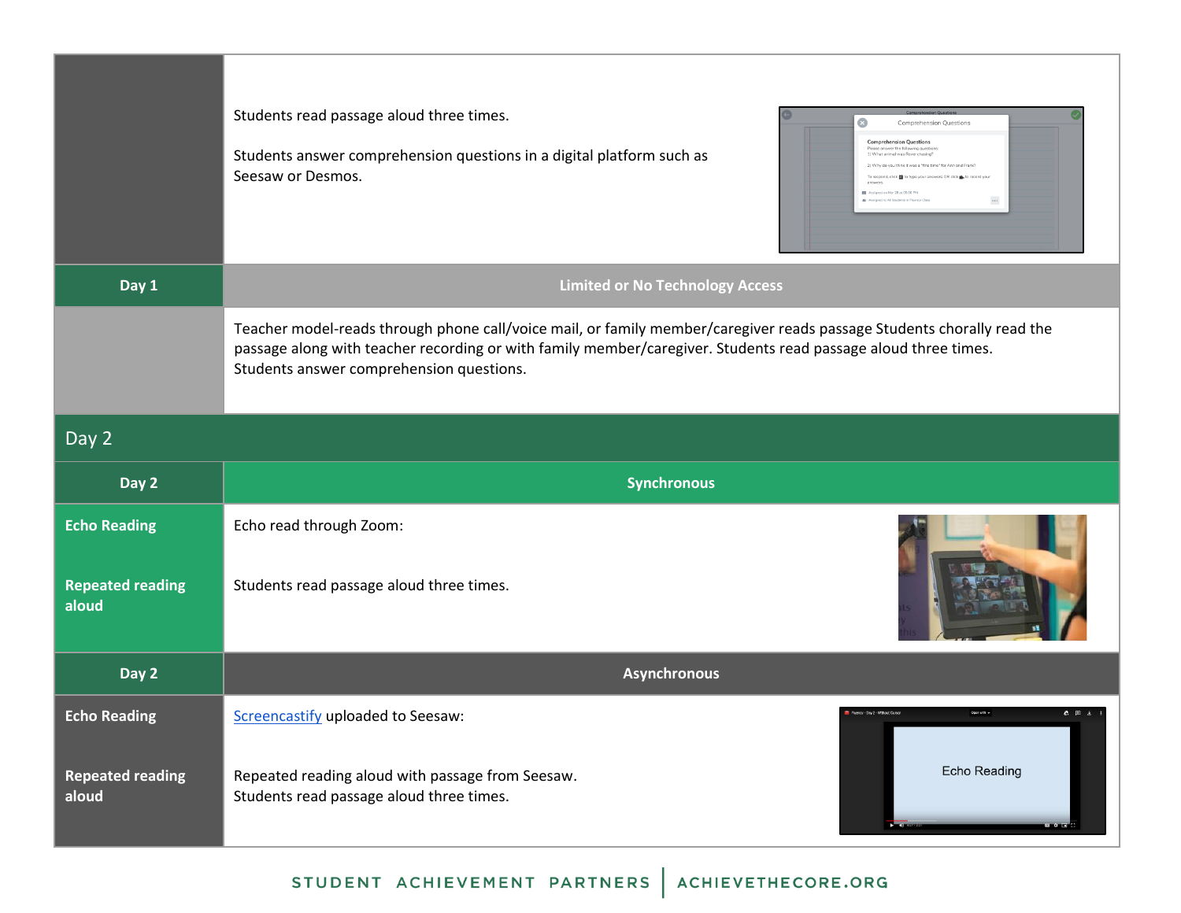| | |
|---|---|
| | Students read passage aloud three times.<br><br>Students answer comprehension questions in a digital platform such as Seesaw or Desmos. |
| **Day 1** | **Limited or No Technology Access** |
| | Teacher model-reads through phone call/voice mail, or family member/caregiver reads passage Students chorally read the passage along with teacher recording or with family member/caregiver. Students read passage aloud three times. Students answer comprehension questions. |

## Day 2

| **Day 2** | **Synchronous** |
|---|---|
| **Echo Reading** | Echo read through Zoom: |
| **Repeated reading aloud** | Students read passage aloud three times. |
| **Day 2** | **Asynchronous** |
| **Echo Reading** | [Screencastify](Screencastify) uploaded to Seesaw: |
| **Repeated reading aloud** | Repeated reading aloud with passage from Seesaw. Students read passage aloud three times. |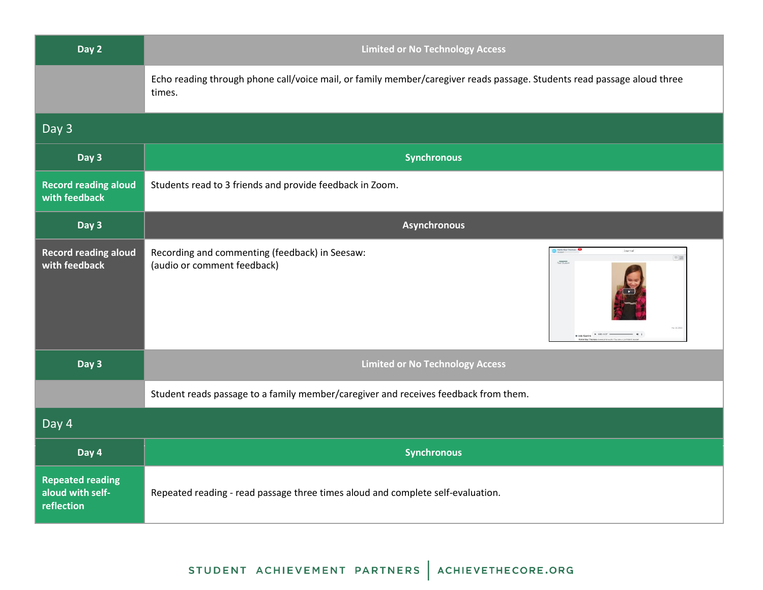| Day 2 | Limited or No Technology Access |
| --- | --- |
| | Echo reading through phone call/voice mail, or family member/caregiver reads passage. Students read passage aloud three times. |

## Day 3

| Day 3 | Synchronous |
| --- | --- |
| **Record reading aloud with feedback** | Students read to 3 friends and provide feedback in Zoom. |

| Day 3 | Asynchronous |
| --- | --- |
| **Record reading aloud with feedback** | Recording and commenting (feedback) in Seesaw: (audio or comment feedback) |

| Day 3 | Limited or No Technology Access |
| --- | --- |
| | Student reads passage to a family member/caregiver and receives feedback from them. |

## Day 4

| Day 4 | Synchronous |
| --- | --- |
| **Repeated reading aloud with self-reflection** | Repeated reading - read passage three times aloud and complete self-evaluation. |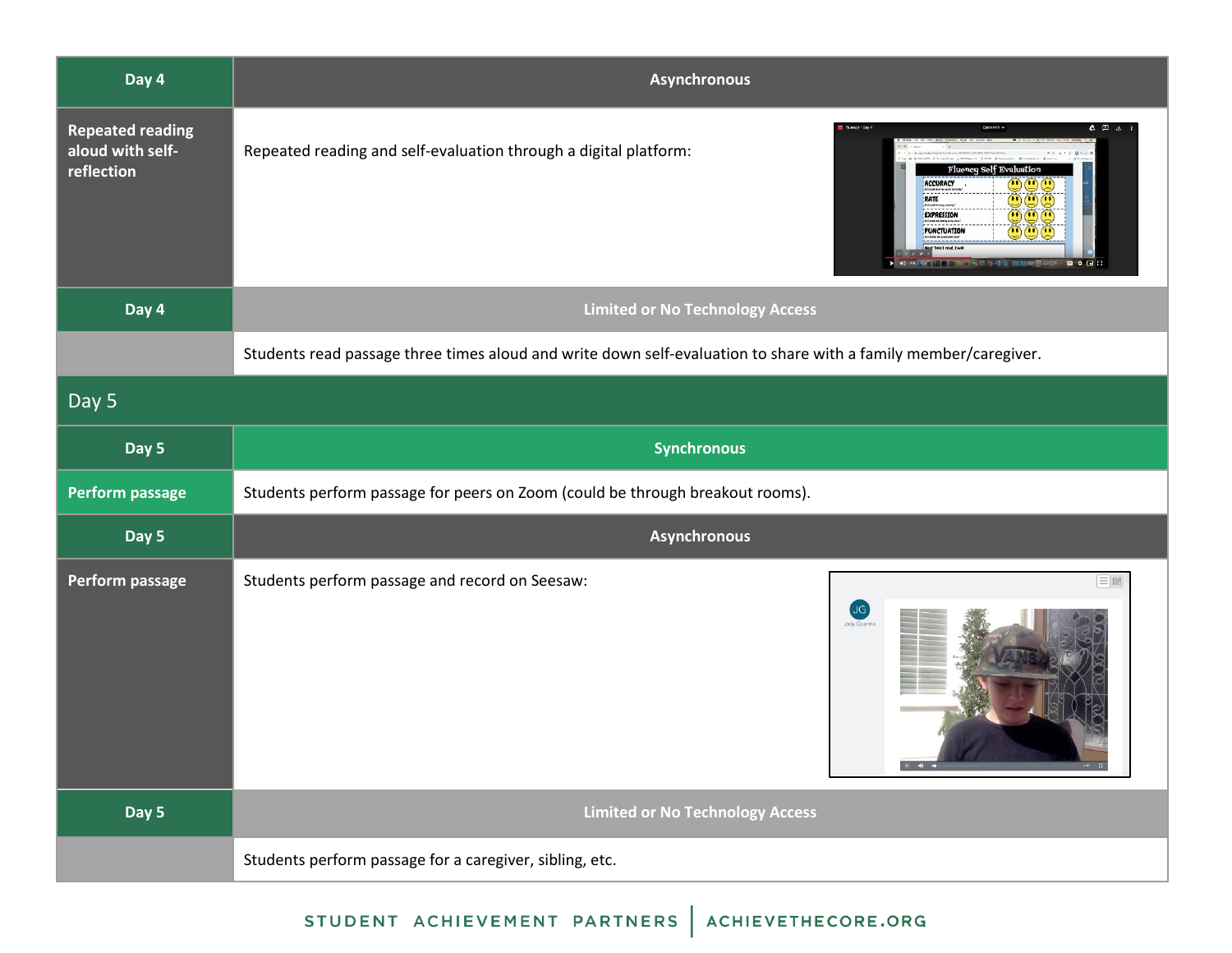| Day 4 | Asynchronous |
| --- | --- |
| Repeated reading aloud with self-reflection | Repeated reading and self-evaluation through a digital platform: |
| Day 4 | Limited or No Technology Access |
| | Students read passage three times aloud and write down self-evaluation to share with a family member/caregiver. |

| Day 5 | |
| --- | --- |
| Day 5 | Synchronous |
| Perform passage | Students perform passage for peers on Zoom (could be through breakout rooms). |
| Day 5 | Asynchronous |
| Perform passage | Students perform passage and record on Seesaw: |
| Day 5 | Limited or No Technology Access |
| | Students perform passage for a caregiver, sibling, etc. |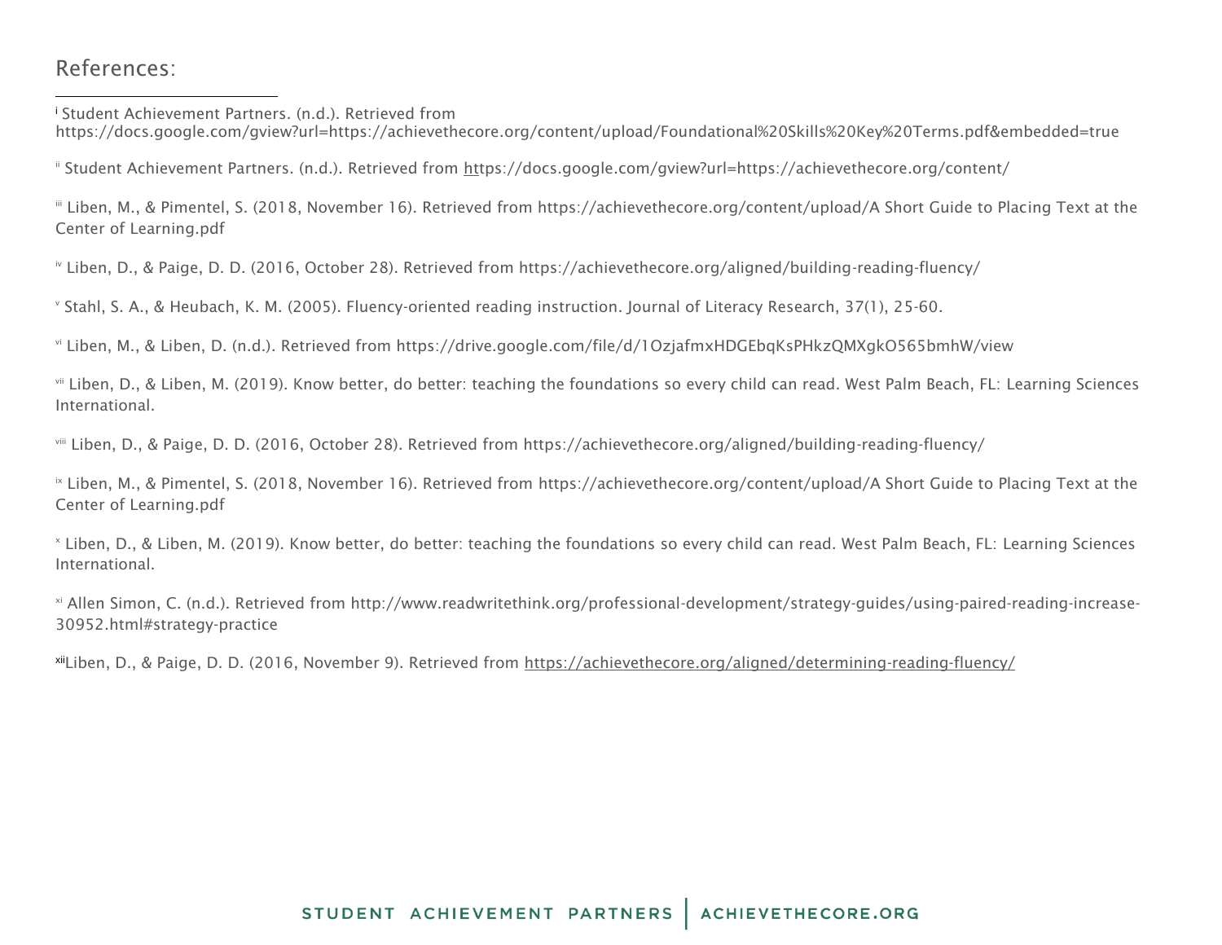References:

[i] Student Achievement Partners. (n.d.). Retrieved from https://docs.google.com/gview?url=https://achievethecore.org/content/upload/Foundational%20Skills%20Key%20Terms.pdf&embedded=true

[ii] Student Achievement Partners. (n.d.). Retrieved from https://docs.google.com/gview?url=https://achievethecore.org/content/

[iii] Liben, M., & Pimentel, S. (2018, November 16). Retrieved from https://achievethecore.org/content/upload/A Short Guide to Placing Text at the Center of Learning.pdf

[iv] Liben, D., & Paige, D. D. (2016, October 28). Retrieved from https://achievethecore.org/aligned/building-reading-fluency/

[v] Stahl, S. A., & Heubach, K. M. (2005). Fluency-oriented reading instruction. Journal of Literacy Research, 37(1), 25-60.

[vi] Liben, M., & Liben, D. (n.d.). Retrieved from https://drive.google.com/file/d/1OzjafmxHDGEbqKsPHkzQMXgkO565bmhW/view

[vii] Liben, D., & Liben, M. (2019). Know better, do better: teaching the foundations so every child can read. West Palm Beach, FL: Learning Sciences International.

[viii] Liben, D., & Paige, D. D. (2016, October 28). Retrieved from https://achievethecore.org/aligned/building-reading-fluency/

[ix] Liben, M., & Pimentel, S. (2018, November 16). Retrieved from https://achievethecore.org/content/upload/A Short Guide to Placing Text at the Center of Learning.pdf

[x] Liben, D., & Liben, M. (2019). Know better, do better: teaching the foundations so every child can read. West Palm Beach, FL: Learning Sciences International.

[xi] Allen Simon, C. (n.d.). Retrieved from http://www.readwritethink.org/professional-development/strategy-guides/using-paired-reading-increase-30952.html#strategy-practice

[xii] Liben, D., & Paige, D. D. (2016, November 9). Retrieved from https://achievethecore.org/aligned/determining-reading-fluency/